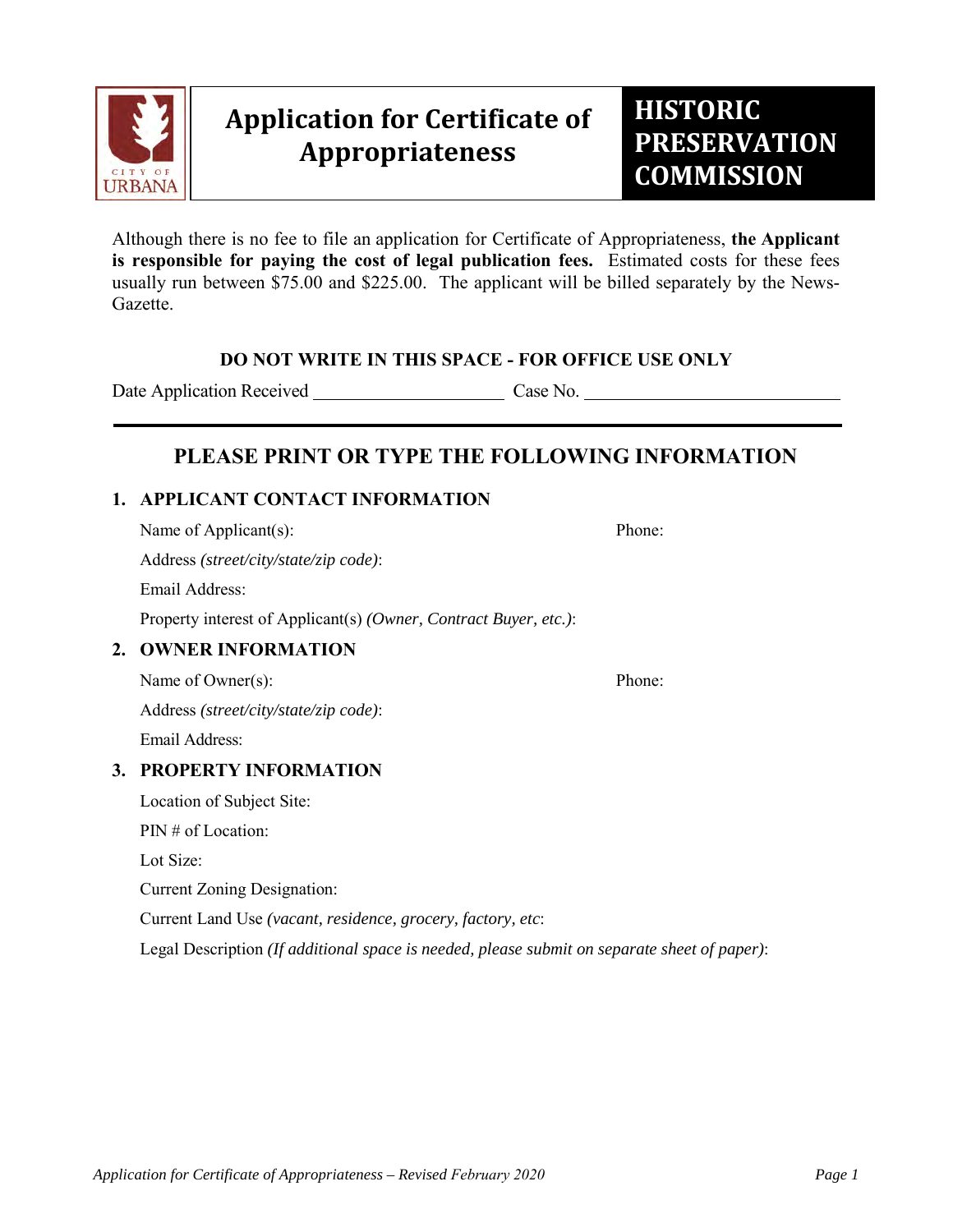# Application for Certificate of Appropriateness

## HISTORIC PRESERVATION COMMISSION

Although there is no fee to file an application for Certificate of Appropriateness, **the Applicant is responsible for paying the cost of legal publication fees.** Estimated costs for these fees usually run between $75.00 and $225.00. The applicant will be billed separately by the News-Gazette.

**DO NOT WRITE IN THIS SPACE - FOR OFFICE USE ONLY**

Date Application Received ____________________ Case No. ____________________________

---

## PLEASE PRINT OR TYPE THE FOLLOWING INFORMATION

### 1. APPLICANT CONTACT INFORMATION

Name of Applicant(s): Phone:

Address *(street/city/state/zip code)*:

Email Address:

Property interest of Applicant(s) *(Owner, Contract Buyer, etc.)*:

### 2. OWNER INFORMATION

Name of Owner(s): Phone:

Address *(street/city/state/zip code)*:

Email Address:

### 3. PROPERTY INFORMATION

Location of Subject Site:

PIN # of Location:

Lot Size:

Current Zoning Designation:

Current Land Use *(vacant, residence, grocery, factory, etc*:

Legal Description *(If additional space is needed, please submit on separate sheet of paper)*: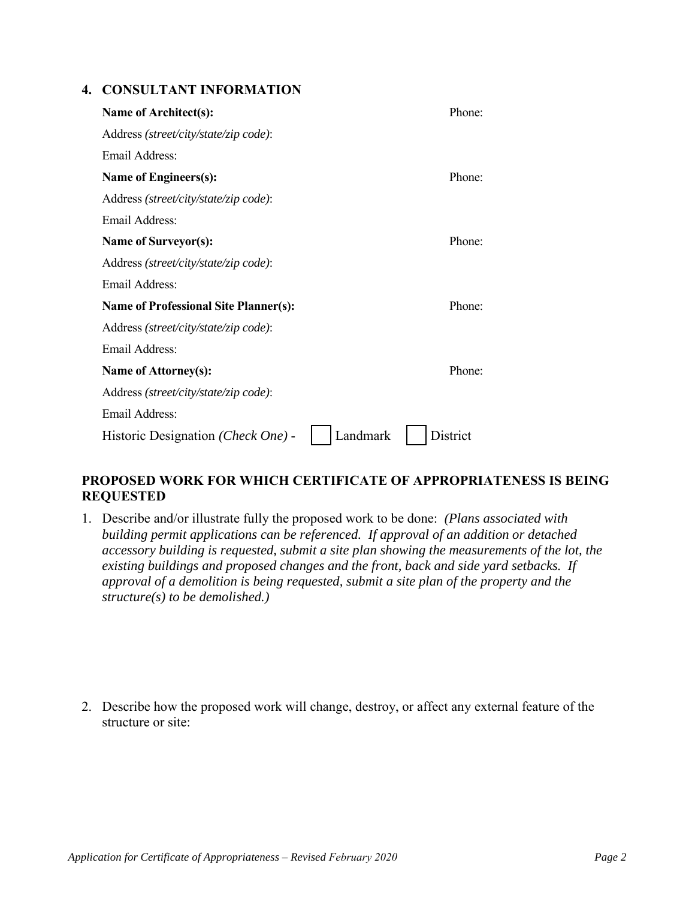## 4. CONSULTANT INFORMATION

**Name of Architect(s):** Phone:

Address *(street/city/state/zip code)*:

Email Address:

**Name of Engineers(s):** Phone:

Address *(street/city/state/zip code)*:

Email Address:

**Name of Surveyor(s):** Phone:

Address *(street/city/state/zip code)*:

Email Address:

**Name of Professional Site Planner(s):** Phone:

Address *(street/city/state/zip code)*:

Email Address:

**Name of Attorney(s):** Phone:

Address *(street/city/state/zip code)*:

Email Address:

Historic Designation *(Check One)* - ☐ Landmark ☐ District

## PROPOSED WORK FOR WHICH CERTIFICATE OF APPROPRIATENESS IS BEING REQUESTED

1. Describe and/or illustrate fully the proposed work to be done: *(Plans associated with building permit applications can be referenced. If approval of an addition or detached accessory building is requested, submit a site plan showing the measurements of the lot, the existing buildings and proposed changes and the front, back and side yard setbacks. If approval of a demolition is being requested, submit a site plan of the property and the structure(s) to be demolished.)*

2. Describe how the proposed work will change, destroy, or affect any external feature of the structure or site: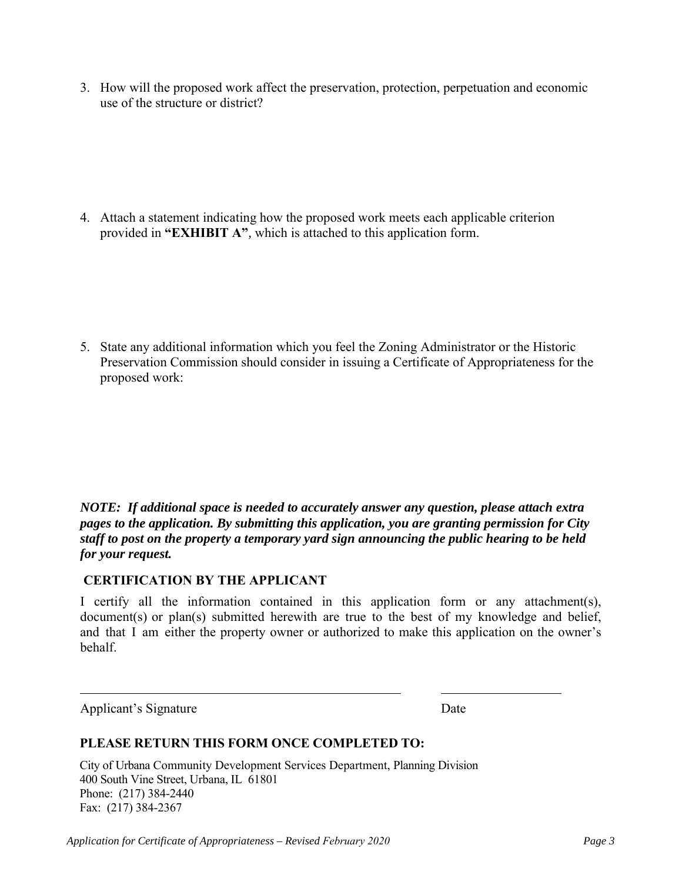3. How will the proposed work affect the preservation, protection, perpetuation and economic use of the structure or district?

4. Attach a statement indicating how the proposed work meets each applicable criterion provided in **"EXHIBIT A"**, which is attached to this application form.

5. State any additional information which you feel the Zoning Administrator or the Historic Preservation Commission should consider in issuing a Certificate of Appropriateness for the proposed work:

***NOTE: If additional space is needed to accurately answer any question, please attach extra pages to the application. By submitting this application, you are granting permission for City staff to post on the property a temporary yard sign announcing the public hearing to be held for your request.***

**CERTIFICATION BY THE APPLICANT**

I certify all the information contained in this application form or any attachment(s), document(s) or plan(s) submitted herewith are true to the best of my knowledge and belief, and that I am either the property owner or authorized to make this application on the owner's behalf.

\_\_\_\_\_\_\_\_\_\_\_\_\_\_\_\_\_\_\_\_\_\_\_\_\_\_\_\_\_\_\_\_\_\_\_\_\_\_\_\_\_\_ \_\_\_\_\_\_\_\_\_\_\_\_\_\_\_\_\_\_\_\_

Applicant's Signature Date

**PLEASE RETURN THIS FORM ONCE COMPLETED TO:**

City of Urbana Community Development Services Department, Planning Division
400 South Vine Street, Urbana, IL 61801
Phone: (217) 384-2440
Fax: (217) 384-2367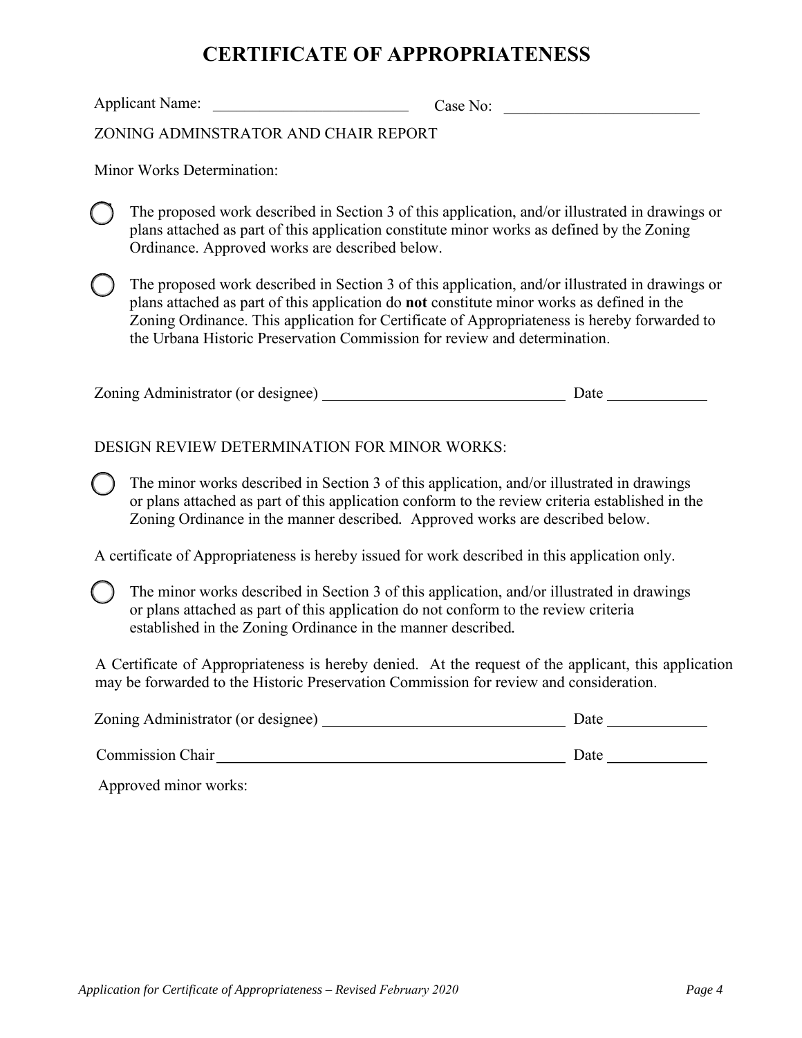# CERTIFICATE OF APPROPRIATENESS

Applicant Name: ________________________ Case No: ________________________

ZONING ADMINSTRATOR AND CHAIR REPORT

Minor Works Determination:

◯ The proposed work described in Section 3 of this application, and/or illustrated in drawings or plans attached as part of this application constitute minor works as defined by the Zoning Ordinance. Approved works are described below.

◯ The proposed work described in Section 3 of this application, and/or illustrated in drawings or plans attached as part of this application do **not** constitute minor works as defined in the Zoning Ordinance. This application for Certificate of Appropriateness is hereby forwarded to the Urbana Historic Preservation Commission for review and determination.

Zoning Administrator (or designee) ______________________________ Date ____________

DESIGN REVIEW DETERMINATION FOR MINOR WORKS:

◯ The minor works described in Section 3 of this application, and/or illustrated in drawings or plans attached as part of this application conform to the review criteria established in the Zoning Ordinance in the manner described. Approved works are described below.

A certificate of Appropriateness is hereby issued for work described in this application only.

◯ The minor works described in Section 3 of this application, and/or illustrated in drawings or plans attached as part of this application do not conform to the review criteria established in the Zoning Ordinance in the manner described.

A Certificate of Appropriateness is hereby denied. At the request of the applicant, this application may be forwarded to the Historic Preservation Commission for review and consideration.

Zoning Administrator (or designee) ______________________________ Date ____________

Commission Chair ______________________________________________ Date ____________

Approved minor works: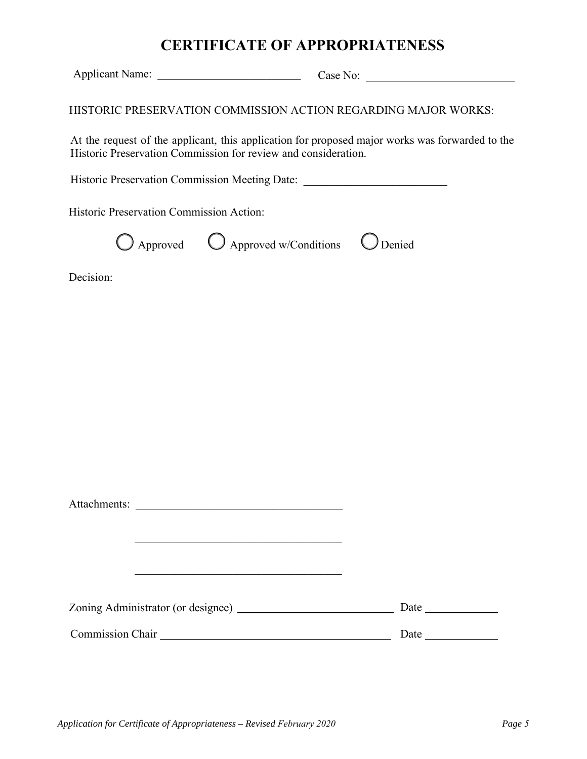# CERTIFICATE OF APPROPRIATENESS

Applicant Name: ________________________ Case No: ________________________

HISTORIC PRESERVATION COMMISSION ACTION REGARDING MAJOR WORKS:

At the request of the applicant, this application for proposed major works was forwarded to the Historic Preservation Commission for review and consideration.

Historic Preservation Commission Meeting Date: ________________________

Historic Preservation Commission Action:

○ Approved ○ Approved w/Conditions ○ Denied

Decision:

Attachments: ________________________

________________________

________________________

Zoning Administrator (or designee) ________________________ Date ____________

Commission Chair ________________________ Date ____________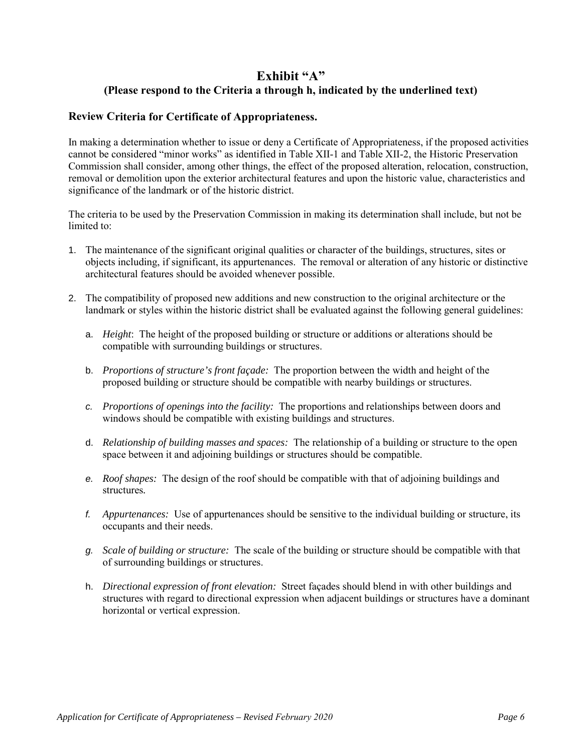# Exhibit "A"

## (Please respond to the Criteria a through h, indicated by the underlined text)

### Review Criteria for Certificate of Appropriateness.

In making a determination whether to issue or deny a Certificate of Appropriateness, if the proposed activities cannot be considered "minor works" as identified in Table XII-1 and Table XII-2, the Historic Preservation Commission shall consider, among other things, the effect of the proposed alteration, relocation, construction, removal or demolition upon the exterior architectural features and upon the historic value, characteristics and significance of the landmark or of the historic district.

The criteria to be used by the Preservation Commission in making its determination shall include, but not be limited to:

1. The maintenance of the significant original qualities or character of the buildings, structures, sites or objects including, if significant, its appurtenances. The removal or alteration of any historic or distinctive architectural features should be avoided whenever possible.

2. The compatibility of proposed new additions and new construction to the original architecture or the landmark or styles within the historic district shall be evaluated against the following general guidelines:

   a. *Height*: The height of the proposed building or structure or additions or alterations should be compatible with surrounding buildings or structures.

   b. *Proportions of structure's front façade:* The proportion between the width and height of the proposed building or structure should be compatible with nearby buildings or structures.

   c. *Proportions of openings into the facility:* The proportions and relationships between doors and windows should be compatible with existing buildings and structures.

   d. *Relationship of building masses and spaces:* The relationship of a building or structure to the open space between it and adjoining buildings or structures should be compatible.

   e. *Roof shapes:* The design of the roof should be compatible with that of adjoining buildings and structures.

   f. *Appurtenances:* Use of appurtenances should be sensitive to the individual building or structure, its occupants and their needs.

   g. *Scale of building or structure:* The scale of the building or structure should be compatible with that of surrounding buildings or structures.

   h. *Directional expression of front elevation:* Street façades should blend in with other buildings and structures with regard to directional expression when adjacent buildings or structures have a dominant horizontal or vertical expression.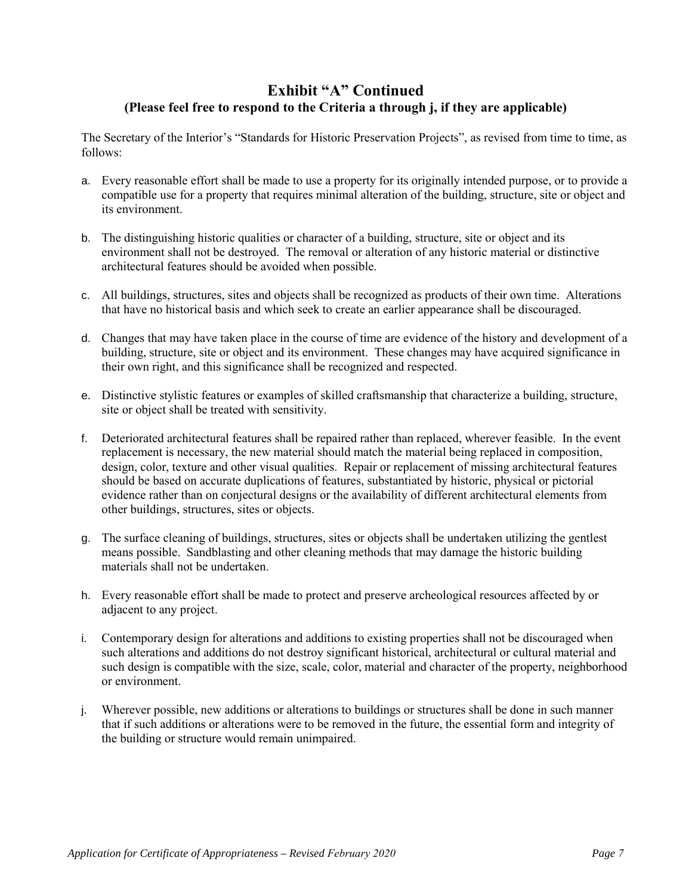## Exhibit "A" Continued

**(Please feel free to respond to the Criteria a through j, if they are applicable)**

The Secretary of the Interior's "Standards for Historic Preservation Projects", as revised from time to time, as follows:

a. Every reasonable effort shall be made to use a property for its originally intended purpose, or to provide a compatible use for a property that requires minimal alteration of the building, structure, site or object and its environment.

b. The distinguishing historic qualities or character of a building, structure, site or object and its environment shall not be destroyed. The removal or alteration of any historic material or distinctive architectural features should be avoided when possible.

c. All buildings, structures, sites and objects shall be recognized as products of their own time. Alterations that have no historical basis and which seek to create an earlier appearance shall be discouraged.

d. Changes that may have taken place in the course of time are evidence of the history and development of a building, structure, site or object and its environment. These changes may have acquired significance in their own right, and this significance shall be recognized and respected.

e. Distinctive stylistic features or examples of skilled craftsmanship that characterize a building, structure, site or object shall be treated with sensitivity.

f. Deteriorated architectural features shall be repaired rather than replaced, wherever feasible. In the event replacement is necessary, the new material should match the material being replaced in composition, design, color, texture and other visual qualities. Repair or replacement of missing architectural features should be based on accurate duplications of features, substantiated by historic, physical or pictorial evidence rather than on conjectural designs or the availability of different architectural elements from other buildings, structures, sites or objects.

g. The surface cleaning of buildings, structures, sites or objects shall be undertaken utilizing the gentlest means possible. Sandblasting and other cleaning methods that may damage the historic building materials shall not be undertaken.

h. Every reasonable effort shall be made to protect and preserve archeological resources affected by or adjacent to any project.

i. Contemporary design for alterations and additions to existing properties shall not be discouraged when such alterations and additions do not destroy significant historical, architectural or cultural material and such design is compatible with the size, scale, color, material and character of the property, neighborhood or environment.

j. Wherever possible, new additions or alterations to buildings or structures shall be done in such manner that if such additions or alterations were to be removed in the future, the essential form and integrity of the building or structure would remain unimpaired.